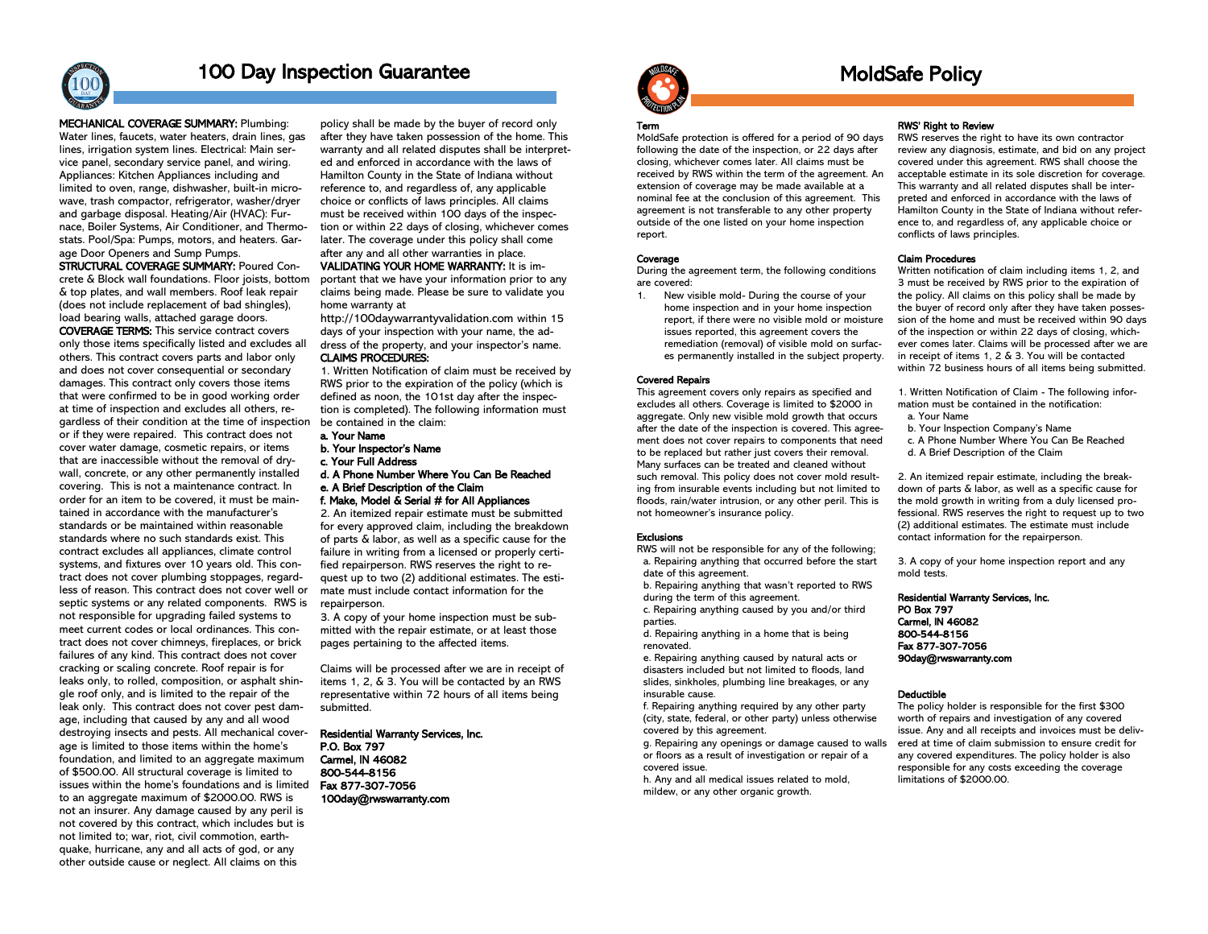# 100 Day Inspection Guarantee

**MECHANICAL COVERAGE SUMMARY:** Plumbing: Water lines, faucets, water heaters, drain lines, gas lines, irrigation system lines. Electrical: Main service panel, secondary service panel, and wiring. Appliances: Kitchen Appliances including and limited to oven, range, dishwasher, built-in microwave, trash compactor, refrigerator, washer/dryer and garbage disposal. Heating/Air (HVAC): Furnace, Boiler Systems, Air Conditioner, and Thermostats. Pool/Spa: Pumps, motors, and heaters. Garage Door Openers and Sump Pumps.

**STRUCTURAL COVERAGE SUMMARY:** Poured Concrete & Block wall foundations. Floor joists, bottom & top plates, and wall members. Roof leak repair (does not include replacement of bad shingles), load bearing walls, attached garage doors.

**COVERAGE TERMS:** This service contract covers only those items specifically listed and excludes all others. This contract covers parts and labor only and does not cover consequential or secondary damages. This contract only covers those items that were confirmed to be in good working order at time of inspection and excludes all others, regardless of their condition at the time of inspection or if they were repaired. This contract does not cover water damage, cosmetic repairs, or items that are inaccessible without the removal of drywall, concrete, or any other permanently installed covering. This is not a maintenance contract. In order for an item to be covered, it must be maintained in accordance with the manufacturer's standards or be maintained within reasonable standards where no such standards exist. This contract excludes all appliances, climate control systems, and fixtures over 10 years old. This contract does not cover plumbing stoppages, regardless of reason. This contract does not cover well or septic systems or any related components. RWS is not responsible for upgrading failed systems to meet current codes or local ordinances. This contract does not cover chimneys, fireplaces, or brick failures of any kind. This contract does not cover cracking or scaling concrete. Roof repair is for leaks only, to rolled, composition, or asphalt shingle roof only, and is limited to the repair of the leak only. This contract does not cover pest damage, including that caused by any and all wood destroying insects and pests. All mechanical coverage is limited to those items within the home's foundation, and limited to an aggregate maximum of $500.00. All structural coverage is limited to issues within the home's foundations and is limited to an aggregate maximum of $2000.00. RWS is not an insurer. Any damage caused by any peril is not covered by this contract, which includes but is not limited to; war, riot, civil commotion, earthquake, hurricane, any and all acts of god, or any other outside cause or neglect. All claims on this policy shall be made by the buyer of record only after they have taken possession of the home. This warranty and all related disputes shall be interpreted and enforced in accordance with the laws of Hamilton County in the State of Indiana without reference to, and regardless of, any applicable choice or conflicts of laws principles. All claims must be received within 100 days of the inspection or within 22 days of closing, whichever comes later. The coverage under this policy shall come after any and all other warranties in place.

**VALIDATING YOUR HOME WARRANTY:** It is important that we have your information prior to any claims being made. Please be sure to validate you home warranty at http://100daywarrantyvalidation.com within 15 days of your inspection with your name, the address of the property, and your inspector's name.

**CLAIMS PROCEDURES:**

1. Written Notification of claim must be received by RWS prior to the expiration of the policy (which is defined as noon, the 101st day after the inspection is completed). The following information must be contained in the claim:

**a. Your Name**
**b. Your Inspector's Name**
**c. Your Full Address**
**d. A Phone Number Where You Can Be Reached**
**e. A Brief Description of the Claim**
**f. Make, Model & Serial # for All Appliances**

2. An itemized repair estimate must be submitted for every approved claim, including the breakdown of parts & labor, as well as a specific cause for the failure in writing from a licensed or properly certified repairperson. RWS reserves the right to request up to two (2) additional estimates. The estimate must include contact information for the repairperson.

3. A copy of your home inspection must be submitted with the repair estimate, or at least those pages pertaining to the affected items.

Claims will be processed after we are in receipt of items 1, 2, & 3. You will be contacted by an RWS representative within 72 hours of all items being submitted.

**Residential Warranty Services, Inc.**
**P.O. Box 797**
**Carmel, IN 46082**
**800-544-8156**
**Fax 877-307-7056**
**100day@rwswarranty.com**

# MoldSafe Policy

**Term**

MoldSafe protection is offered for a period of 90 days following the date of the inspection, or 22 days after closing, whichever comes later. All claims must be received by RWS within the term of the agreement. An extension of coverage may be made available at a nominal fee at the conclusion of this agreement. This agreement is not transferable to any other property outside of the one listed on your home inspection report.

**Coverage**

During the agreement term, the following conditions are covered:

1. New visible mold- During the course of your home inspection and in your home inspection report, if there were no visible mold or moisture issues reported, this agreement covers the remediation (removal) of visible mold on surfaces permanently installed in the subject property.

**Covered Repairs**

This agreement covers only repairs as specified and excludes all others. Coverage is limited to $2000 in aggregate. Only new visible mold growth that occurs after the date of the inspection is covered. This agreement does not cover repairs to components that need to be replaced but rather just covers their removal. Many surfaces can be treated and cleaned without such removal. This policy does not cover mold resulting from insurable events including but not limited to floods, rain/water intrusion, or any other peril. This is not homeowner's insurance policy.

**Exclusions**

RWS will not be responsible for any of the following;

a. Repairing anything that occurred before the start date of this agreement.
b. Repairing anything that wasn't reported to RWS during the term of this agreement.
c. Repairing anything caused by you and/or third parties.
d. Repairing anything in a home that is being renovated.
e. Repairing anything caused by natural acts or disasters included but not limited to floods, land slides, sinkholes, plumbing line breakages, or any insurable cause.
f. Repairing anything required by any other party (city, state, federal, or other party) unless otherwise covered by this agreement.
g. Repairing any openings or damage caused to walls or floors as a result of investigation or repair of a covered issue.
h. Any and all medical issues related to mold, mildew, or any other organic growth.

**RWS' Right to Review**

RWS reserves the right to have its own contractor review any diagnosis, estimate, and bid on any project covered under this agreement. RWS shall choose the acceptable estimate in its sole discretion for coverage. This warranty and all related disputes shall be interpreted and enforced in accordance with the laws of Hamilton County in the State of Indiana without reference to, and regardless of, any applicable choice or conflicts of laws principles.

**Claim Procedures**

Written notification of claim including items 1, 2, and 3 must be received by RWS prior to the expiration of the policy. All claims on this policy shall be made by the buyer of record only after they have taken possession of the home and must be received within 90 days of the inspection or within 22 days of closing, whichever comes later. Claims will be processed after we are in receipt of items 1, 2 & 3. You will be contacted within 72 business hours of all items being submitted.

1. Written Notification of Claim - The following information must be contained in the notification:
   a. Your Name
   b. Your Inspection Company's Name
   c. A Phone Number Where You Can Be Reached
   d. A Brief Description of the Claim

2. An itemized repair estimate, including the breakdown of parts & labor, as well as a specific cause for the mold growth in writing from a duly licensed professional. RWS reserves the right to request up to two (2) additional estimates. The estimate must include contact information for the repairperson.

3. A copy of your home inspection report and any mold tests.

**Residential Warranty Services, Inc.**
**PO Box 797**
**Carmel, IN 46082**
**800-544-8156**
**Fax 877-307-7056**
**90day@rwswarranty.com**

**Deductible**

The policy holder is responsible for the first $300 worth of repairs and investigation of any covered issue. Any and all receipts and invoices must be delivered at time of claim submission to ensure credit for any covered expenditures. The policy holder is also responsible for any costs exceeding the coverage limitations of $2000.00.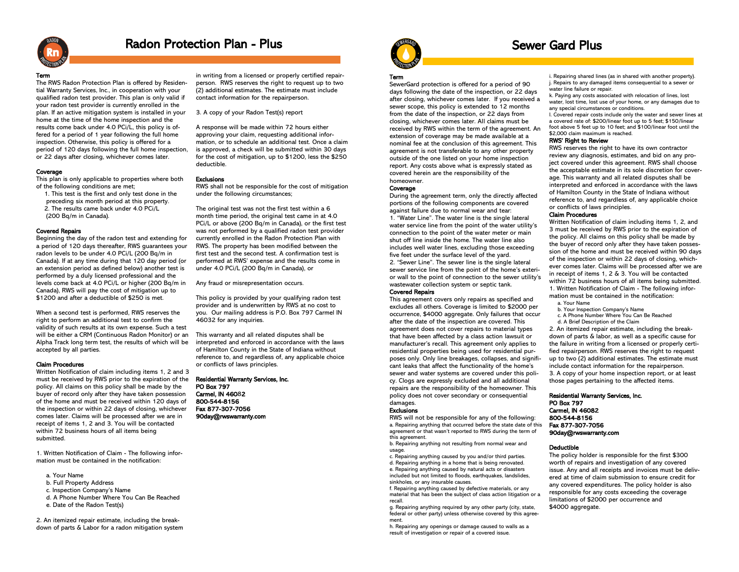# Radon Protection Plan - Plus

**Term**

The RWS Radon Protection Plan is offered by Residential Warranty Services, Inc., in cooperation with your qualified radon test provider. This plan is only valid if your radon test provider is currently enrolled in the plan. If an active mitigation system is installed in your home at the time of the home inspection and the results come back under 4.0 PCi/L, this policy is offered for a period of 1 year following the full home inspection. Otherwise, this policy is offered for a period of 120 days following the full home inspection, or 22 days after closing, whichever comes later.

**Coverage**

This plan is only applicable to properties where both of the following conditions are met;

1. This test is the first and only test done in the preceding six month period at this property.
2. The results came back under 4.0 PCi/L (200 Bq/m in Canada).

**Covered Repairs**

Beginning the day of the radon test and extending for a period of 120 days thereafter, RWS guarantees your radon levels to be under 4.0 PCi/L (200 Bq/m in Canada). If at any time during that 120 day period (or an extension period as defined below) another test is performed by a duly licensed professional and the levels come back at 4.0 PCi/L or higher (200 Bq/m in Canada), RWS will pay the cost of mitigation up to $1200 and after a deductible of $250 is met.

When a second test is performed, RWS reserves the right to perform an additional test to confirm the validity of such results at its own expense. Such a test will be either a CRM (Continuous Radon Monitor) or an Alpha Track long term test, the results of which will be accepted by all parties.

**Claim Procedures**

Written Notification of claim including items 1, 2 and 3 must be received by RWS prior to the expiration of the policy. All claims on this policy shall be made by the buyer of record only after they have taken possession of the home and must be received within 120 days of the inspection or within 22 days of closing, whichever comes later. Claims will be processed after we are in receipt of items 1, 2 and 3. You will be contacted within 72 business hours of all items being submitted.

1. Written Notification of Claim - The following information must be contained in the notification:

   a. Your Name
   b. Full Property Address
   c. Inspection Company's Name
   d. A Phone Number Where You Can Be Reached
   e. Date of the Radon Test(s)

2. An itemized repair estimate, including the breakdown of parts & Labor for a radon mitigation system in writing from a licensed or properly certified repairperson. RWS reserves the right to request up to two (2) additional estimates. The estimate must include contact information for the repairperson.

3. A copy of your Radon Test(s) report

A response will be made within 72 hours either approving your claim, requesting additional information, or to schedule an additional test. Once a claim is approved, a check will be submitted within 30 days for the cost of mitigation, up to $1200, less the $250 deductible.

**Exclusions**

RWS shall not be responsible for the cost of mitigation under the following circumstances;

The original test was not the first test within a 6 month time period, the original test came in at 4.0 PCi/L or above (200 Bq/m in Canada), or the first test was not performed by a qualified radon test provider currently enrolled in the Radon Protection Plan with RWS. The property has been modified between the first test and the second test. A confirmation test is performed at RWS' expense and the results come in under 4.0 PCi/L (200 Bq/m in Canada), or

Any fraud or misrepresentation occurs.

This policy is provided by your qualifying radon test provider and is underwritten by RWS at no cost to you. Our mailing address is P.O. Box 797 Carmel IN 46032 for any inquiries.

This warranty and all related disputes shall be interpreted and enforced in accordance with the laws of Hamilton County in the State of Indiana without reference to, and regardless of, any applicable choice or conflicts of laws principles.

**Residential Warranty Services, Inc.**
**PO Box 797**
**Carmel, IN 46082**
**800-544-8156**
**Fax 877-307-7056**
**90day@rwswarranty.com**

# Sewer Gard Plus

**Term**

SewerGard protection is offered for a period of 90 days following the date of the inspection, or 22 days after closing, whichever comes later. If you received a sewer scope, this policy is extended to 12 months from the date of the inspection, or 22 days from closing, whichever comes later. All claims must be received by RWS within the term of the agreement. An extension of coverage may be made available at a nominal fee at the conclusion of this agreement. This agreement is not transferable to any other property outside of the one listed on your home inspection report. Any costs above what is expressly stated as covered herein are the responsibility of the homeowner.

**Coverage**

During the agreement term, only the directly affected portions of the following components are covered against failure due to normal wear and tear:

1. "Water Line". The water line is the single lateral water service line from the point of the water utility's connection to the point of the water meter or main shut off line inside the home. The water line also includes well water lines, excluding those exceeding five feet under the surface level of the yard.
2. "Sewer Line". The sewer line is the single lateral sewer service line from the point of the home's exterior wall to the point of connection to the sewer utility's wastewater collection system or septic tank.

**Covered Repairs**

This agreement covers only repairs as specified and excludes all others. Coverage is limited to $2000 per occurrence, $4000 aggregate. Only failures that occur after the date of the inspection are covered. This agreement does not cover repairs to material types that have been affected by a class action lawsuit or manufacturer's recall. This agreement only applies to residential properties being used for residential purposes only. Only line breakages, collapses, and significant leaks that affect the functionality of the home's sewer and water systems are covered under this policy. Clogs are expressly excluded and all additional repairs are the responsibility of the homeowner. This policy does not cover secondary or consequential damages.

**Exclusions**

RWS will not be responsible for any of the following:

a. Repairing anything that occurred before the state date of this agreement or that wasn't reported to RWS during the term of this agreement.
b. Repairing anything not resulting from normal wear and usage.
c. Repairing anything caused by you and/or third parties.
d. Repairing anything in a home that is being renovated.
e. Repairing anything caused by natural acts or disasters included but not limited to floods, earthquakes, landslides, sinkholes, or any insurable causes.
f. Repairing anything caused by defective materials, or any material that has been the subject of class action litigation or a recall.
g. Repairing anything required by any other party (city, state, federal or other party) unless otherwise covered by this agreement.
h. Repairing any openings or damage caused to walls as a result of investigation or repair of a covered issue.
i. Repairing shared lines (as in shared with another property).
j. Repairs to any damaged items consequential to a sewer or water line failure or repair.
k. Paying any costs associated with relocation of lines, lost water, lost time, lost use of your home, or any damages due to any special circumstances or conditions.
l. Covered repair costs include only the water and sewer lines at a covered rate of: $200/linear foot up to 5 feet; $150/linear foot above 5 feet up to 10 feet; and $100/linear foot until the $2,000 claim maximum is reached.

**RWS' Right to Review**

RWS reserves the right to have its own contractor review any diagnosis, estimates, and bid on any project covered under this agreement. RWS shall choose the acceptable estimate in its sole discretion for coverage. This warranty and all related disputes shall be interpreted and enforced in accordance with the laws of Hamilton County in the State of Indiana without reference to, and regardless of, any applicable choice or conflicts of laws principles.

**Claim Procedures**

Written Notification of claim including items 1, 2, and 3 must be received by RWS prior to the expiration of the policy. All claims on this policy shall be made by the buyer of record only after they have taken possession of the home and must be received within 90 days of the inspection or within 22 days of closing, whichever comes later. Claims will be processed after we are in receipt of items 1, 2 & 3. You will be contacted within 72 business hours of all items being submitted.

1. Written Notification of Claim - The following information must be contained in the notification:

   a. Your Name
   b. Your Inspection Company's Name
   c. A Phone Number Where You Can Be Reached
   d. A Brief Description of the Claim

2. An itemized repair estimate, including the breakdown of parts & labor, as well as a specific cause for the failure in writing from a licensed or properly certified repairperson. RWS reserves the right to request up to two (2) additional estimates. The estimate must include contact information for the repairperson.
3. A copy of your home inspection report, or at least those pages pertaining to the affected items.

**Residential Warranty Services, Inc.**
**PO Box 797**
**Carmel, IN 46082**
**800-544-8156**
**Fax 877-307-7056**
**90day@rwswarranty.com**

**Deductible**

The policy holder is responsible for the first $300 worth of repairs and investigation of any covered issue. Any and all receipts and invoices must be delivered at time of claim submission to ensure credit for any covered expenditures. The policy holder is also responsible for any costs exceeding the coverage limitations of $2000 per occurrence and $4000 aggregate.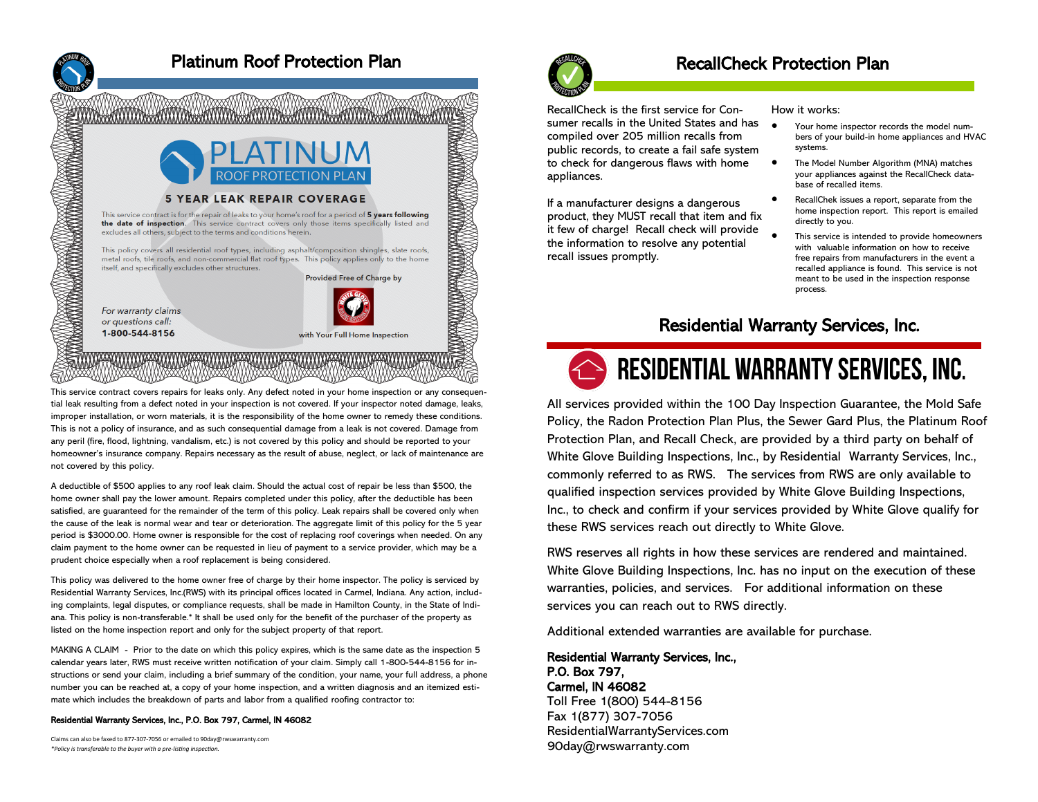## Platinum Roof Protection Plan

# PLATINUM
## ROOF PROTECTION PLAN

### 5 YEAR LEAK REPAIR COVERAGE

This service contract is for the repair of leaks to your home's roof for a period of **5 years following the date of inspection**. This service contract covers only those items specifically listed and excludes all others, subject to the terms and conditions herein.

This policy covers all residential roof types, including asphalt/composition shingles, slate roofs, metal roofs, tile roofs, and non-commercial flat roof types. This policy applies only to the home itself, and specifically excludes other structures.

Provided Free of Charge by

*For warranty claims or questions call:*
**1-800-544-8156**

with Your Full Home Inspection

This service contract covers repairs for leaks only. Any defect noted in your home inspection or any consequential leak resulting from a defect noted in your inspection is not covered. If your inspector noted damage, leaks, improper installation, or worn materials, it is the responsibility of the home owner to remedy these conditions. This is not a policy of insurance, and as such consequential damage from a leak is not covered. Damage from any peril (fire, flood, lightning, vandalism, etc.) is not covered by this policy and should be reported to your homeowner's insurance company. Repairs necessary as the result of abuse, neglect, or lack of maintenance are not covered by this policy.

A deductible of $500 applies to any roof leak claim. Should the actual cost of repair be less than $500, the home owner shall pay the lower amount. Repairs completed under this policy, after the deductible has been satisfied, are guaranteed for the remainder of the term of this policy. Leak repairs shall be covered only when the cause of the leak is normal wear and tear or deterioration. The aggregate limit of this policy for the 5 year period is $3000.00. Home owner is responsible for the cost of replacing roof coverings when needed. On any claim payment to the home owner can be requested in lieu of payment to a service provider, which may be a prudent choice especially when a roof replacement is being considered.

This policy was delivered to the home owner free of charge by their home inspector. The policy is serviced by Residential Warranty Services, Inc.(RWS) with its principal offices located in Carmel, Indiana. Any action, including complaints, legal disputes, or compliance requests, shall be made in Hamilton County, in the State of Indiana. This policy is non-transferable.* It shall be used only for the benefit of the purchaser of the property as listed on the home inspection report and only for the subject property of that report.

MAKING A CLAIM - Prior to the date on which this policy expires, which is the same date as the inspection 5 calendar years later, RWS must receive written notification of your claim. Simply call 1-800-544-8156 for instructions or send your claim, including a brief summary of the condition, your name, your full address, a phone number you can be reached at, a copy of your home inspection, and a written diagnosis and an itemized estimate which includes the breakdown of parts and labor from a qualified roofing contractor to:

**Residential Warranty Services, Inc., P.O. Box 797, Carmel, IN 46082**

Claims can also be faxed to 877-307-7056 or emailed to 90day@rwswarranty.com
*\*Policy is transferable to the buyer with a pre-listing inspection.*

## RecallCheck Protection Plan

RecallCheck is the first service for Consumer recalls in the United States and has compiled over 205 million recalls from public records, to create a fail safe system to check for dangerous flaws with home appliances.

If a manufacturer designs a dangerous product, they MUST recall that item and fix it few of charge! Recall check will provide the information to resolve any potential recall issues promptly.

How it works:

- Your home inspector records the model numbers of your build-in home appliances and HVAC systems.
- The Model Number Algorithm (MNA) matches your appliances against the RecallCheck database of recalled items.
- RecallChek issues a report, separate from the home inspection report. This report is emailed directly to you.
- This service is intended to provide homeowners with valuable information on how to receive free repairs from manufacturers in the event a recalled appliance is found. This service is not meant to be used in the inspection response process.

## Residential Warranty Services, Inc.

# RESIDENTIAL WARRANTY SERVICES, INC.

All services provided within the 100 Day Inspection Guarantee, the Mold Safe Policy, the Radon Protection Plan Plus, the Sewer Gard Plus, the Platinum Roof Protection Plan, and Recall Check, are provided by a third party on behalf of White Glove Building Inspections, Inc., by Residential Warranty Services, Inc., commonly referred to as RWS. The services from RWS are only available to qualified inspection services provided by White Glove Building Inspections, Inc., to check and confirm if your services provided by White Glove qualify for these RWS services reach out directly to White Glove.

RWS reserves all rights in how these services are rendered and maintained. White Glove Building Inspections, Inc. has no input on the execution of these warranties, policies, and services. For additional information on these services you can reach out to RWS directly.

Additional extended warranties are available for purchase.

**Residential Warranty Services, Inc.,**
**P.O. Box 797,**
**Carmel, IN 46082**
Toll Free 1(800) 544-8156
Fax 1(877) 307-7056
ResidentialWarrantyServices.com
90day@rwswarranty.com